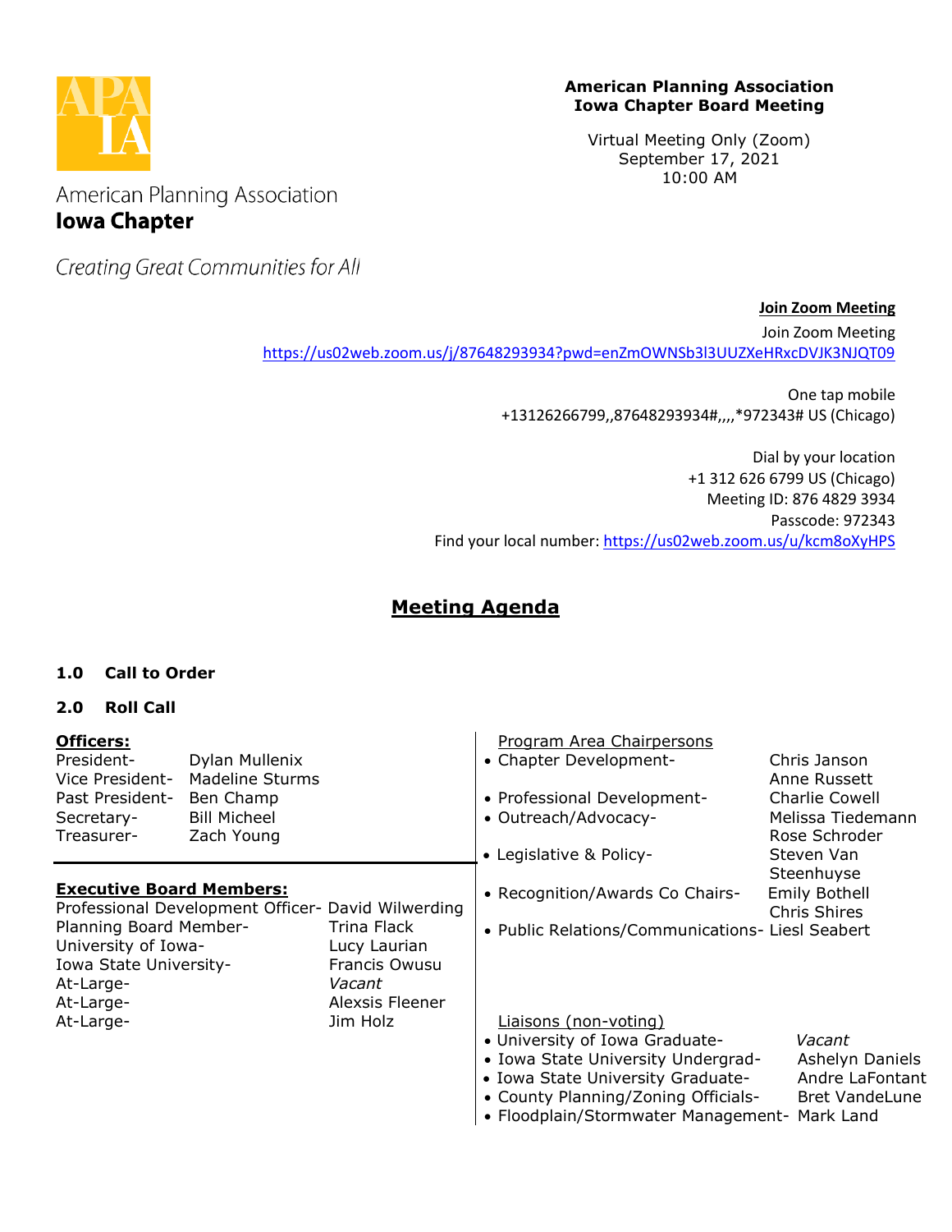American Planning Association
**Iowa Chapter**

*Creating Great Communities for All*

**American Planning Association**
**Iowa Chapter Board Meeting**

Virtual Meeting Only (Zoom)
September 17, 2021
10:00 AM

**Join Zoom Meeting**

Join Zoom Meeting
https://us02web.zoom.us/j/87648293934?pwd=enZmOWNSb3l3UUZXeHRxcDVJK3NJQT09

One tap mobile
+13126266799,,87648293934#,,,,*972343# US (Chicago)

Dial by your location
+1 312 626 6799 US (Chicago)
Meeting ID: 876 4829 3934
Passcode: 972343
Find your local number: https://us02web.zoom.us/u/kcm8oXyHPS

# Meeting Agenda

**1.0 Call to Order**

**2.0 Roll Call**

**Officers:**

| | |
|---|---|
| President- | Dylan Mullenix |
| Vice President- | Madeline Sturms |
| Past President- | Ben Champ |
| Secretary- | Bill Micheel |
| Treasurer- | Zach Young |

**Executive Board Members:**

| | |
|---|---|
| Professional Development Officer- | David Wilwerding |
| Planning Board Member- | Trina Flack |
| University of Iowa- | Lucy Laurian |
| Iowa State University- | Francis Owusu |
| At-Large- | *Vacant* |
| At-Large- | Alexsis Fleener |
| At-Large- | Jim Holz |

Program Area Chairpersons

- Chapter Development- Chris Janson, Anne Russett
- Professional Development- Charlie Cowell
- Outreach/Advocacy- Melissa Tiedemann, Rose Schroder
- Legislative & Policy- Steven Van Steenhuyse
- Recognition/Awards Co Chairs- Emily Bothell, Chris Shires
- Public Relations/Communications- Liesl Seabert

Liaisons (non-voting)

- University of Iowa Graduate- *Vacant*
- Iowa State University Undergrad- Ashelyn Daniels
- Iowa State University Graduate- Andre LaFontant
- County Planning/Zoning Officials- Bret VandeLune
- Floodplain/Stormwater Management- Mark Land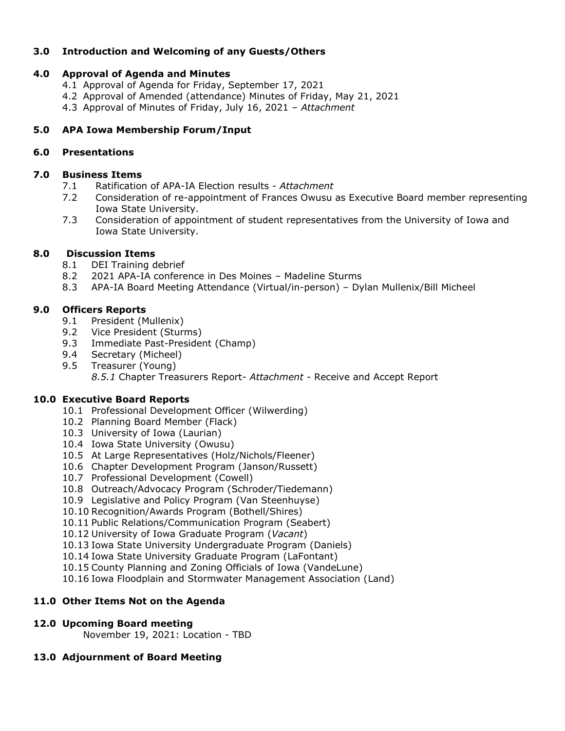**3.0 Introduction and Welcoming of any Guests/Others**

**4.0 Approval of Agenda and Minutes**

- 4.1 Approval of Agenda for Friday, September 17, 2021
- 4.2 Approval of Amended (attendance) Minutes of Friday, May 21, 2021
- 4.3 Approval of Minutes of Friday, July 16, 2021 – *Attachment*

**5.0 APA Iowa Membership Forum/Input**

**6.0 Presentations**

**7.0 Business Items**

- 7.1 Ratification of APA-IA Election results - *Attachment*
- 7.2 Consideration of re-appointment of Frances Owusu as Executive Board member representing Iowa State University.
- 7.3 Consideration of appointment of student representatives from the University of Iowa and Iowa State University.

**8.0 Discussion Items**

- 8.1 DEI Training debrief
- 8.2 2021 APA-IA conference in Des Moines – Madeline Sturms
- 8.3 APA-IA Board Meeting Attendance (Virtual/in-person) – Dylan Mullenix/Bill Micheel

**9.0 Officers Reports**

- 9.1 President (Mullenix)
- 9.2 Vice President (Sturms)
- 9.3 Immediate Past-President (Champ)
- 9.4 Secretary (Micheel)
- 9.5 Treasurer (Young)
  - *8.5.1* Chapter Treasurers Report- *Attachment* - Receive and Accept Report

**10.0 Executive Board Reports**

- 10.1 Professional Development Officer (Wilwerding)
- 10.2 Planning Board Member (Flack)
- 10.3 University of Iowa (Laurian)
- 10.4 Iowa State University (Owusu)
- 10.5 At Large Representatives (Holz/Nichols/Fleener)
- 10.6 Chapter Development Program (Janson/Russett)
- 10.7 Professional Development (Cowell)
- 10.8 Outreach/Advocacy Program (Schroder/Tiedemann)
- 10.9 Legislative and Policy Program (Van Steenhuyse)
- 10.10 Recognition/Awards Program (Bothell/Shires)
- 10.11 Public Relations/Communication Program (Seabert)
- 10.12 University of Iowa Graduate Program (*Vacant*)
- 10.13 Iowa State University Undergraduate Program (Daniels)
- 10.14 Iowa State University Graduate Program (LaFontant)
- 10.15 County Planning and Zoning Officials of Iowa (VandeLune)
- 10.16 Iowa Floodplain and Stormwater Management Association (Land)

**11.0 Other Items Not on the Agenda**

**12.0 Upcoming Board meeting**

November 19, 2021: Location - TBD

**13.0 Adjournment of Board Meeting**